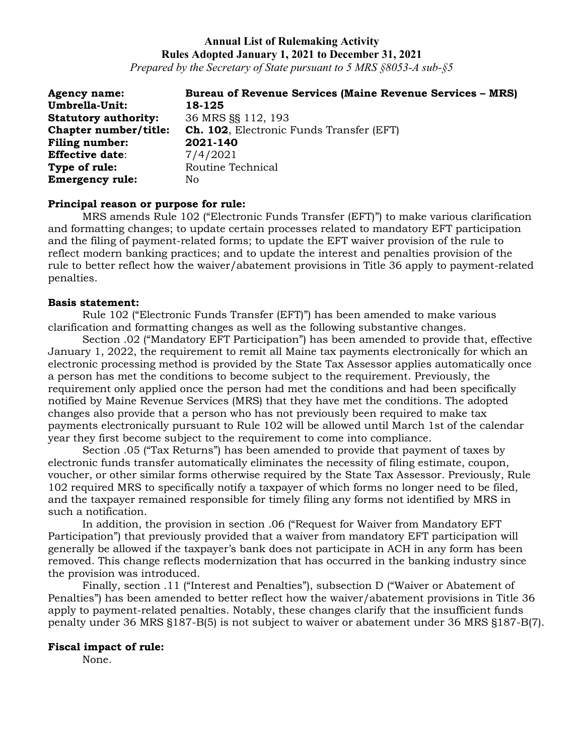# Annual List of Rulemaking Activity
## Rules Adopted January 1, 2021 to December 31, 2021

*Prepared by the Secretary of State pursuant to 5 MRS §8053-A sub-§5*

**Agency name:** **Bureau of Revenue Services (Maine Revenue Services – MRS)**
**Umbrella-Unit:** **18-125**
**Statutory authority:** 36 MRS §§ 112, 193
**Chapter number/title:** **Ch. 102**, Electronic Funds Transfer (EFT)
**Filing number:** **2021-140**
**Effective date**: 7/4/2021
**Type of rule:** Routine Technical
**Emergency rule:** No

**Principal reason or purpose for rule:**

MRS amends Rule 102 ("Electronic Funds Transfer (EFT)") to make various clarification and formatting changes; to update certain processes related to mandatory EFT participation and the filing of payment-related forms; to update the EFT waiver provision of the rule to reflect modern banking practices; and to update the interest and penalties provision of the rule to better reflect how the waiver/abatement provisions in Title 36 apply to payment-related penalties.

**Basis statement:**

Rule 102 ("Electronic Funds Transfer (EFT)") has been amended to make various clarification and formatting changes as well as the following substantive changes.

Section .02 ("Mandatory EFT Participation") has been amended to provide that, effective January 1, 2022, the requirement to remit all Maine tax payments electronically for which an electronic processing method is provided by the State Tax Assessor applies automatically once a person has met the conditions to become subject to the requirement. Previously, the requirement only applied once the person had met the conditions and had been specifically notified by Maine Revenue Services (MRS) that they have met the conditions. The adopted changes also provide that a person who has not previously been required to make tax payments electronically pursuant to Rule 102 will be allowed until March 1st of the calendar year they first become subject to the requirement to come into compliance.

Section .05 ("Tax Returns") has been amended to provide that payment of taxes by electronic funds transfer automatically eliminates the necessity of filing estimate, coupon, voucher, or other similar forms otherwise required by the State Tax Assessor. Previously, Rule 102 required MRS to specifically notify a taxpayer of which forms no longer need to be filed, and the taxpayer remained responsible for timely filing any forms not identified by MRS in such a notification.

In addition, the provision in section .06 ("Request for Waiver from Mandatory EFT Participation") that previously provided that a waiver from mandatory EFT participation will generally be allowed if the taxpayer's bank does not participate in ACH in any form has been removed. This change reflects modernization that has occurred in the banking industry since the provision was introduced.

Finally, section .11 ("Interest and Penalties"), subsection D ("Waiver or Abatement of Penalties") has been amended to better reflect how the waiver/abatement provisions in Title 36 apply to payment-related penalties. Notably, these changes clarify that the insufficient funds penalty under 36 MRS §187-B(5) is not subject to waiver or abatement under 36 MRS §187-B(7).

**Fiscal impact of rule:**

None.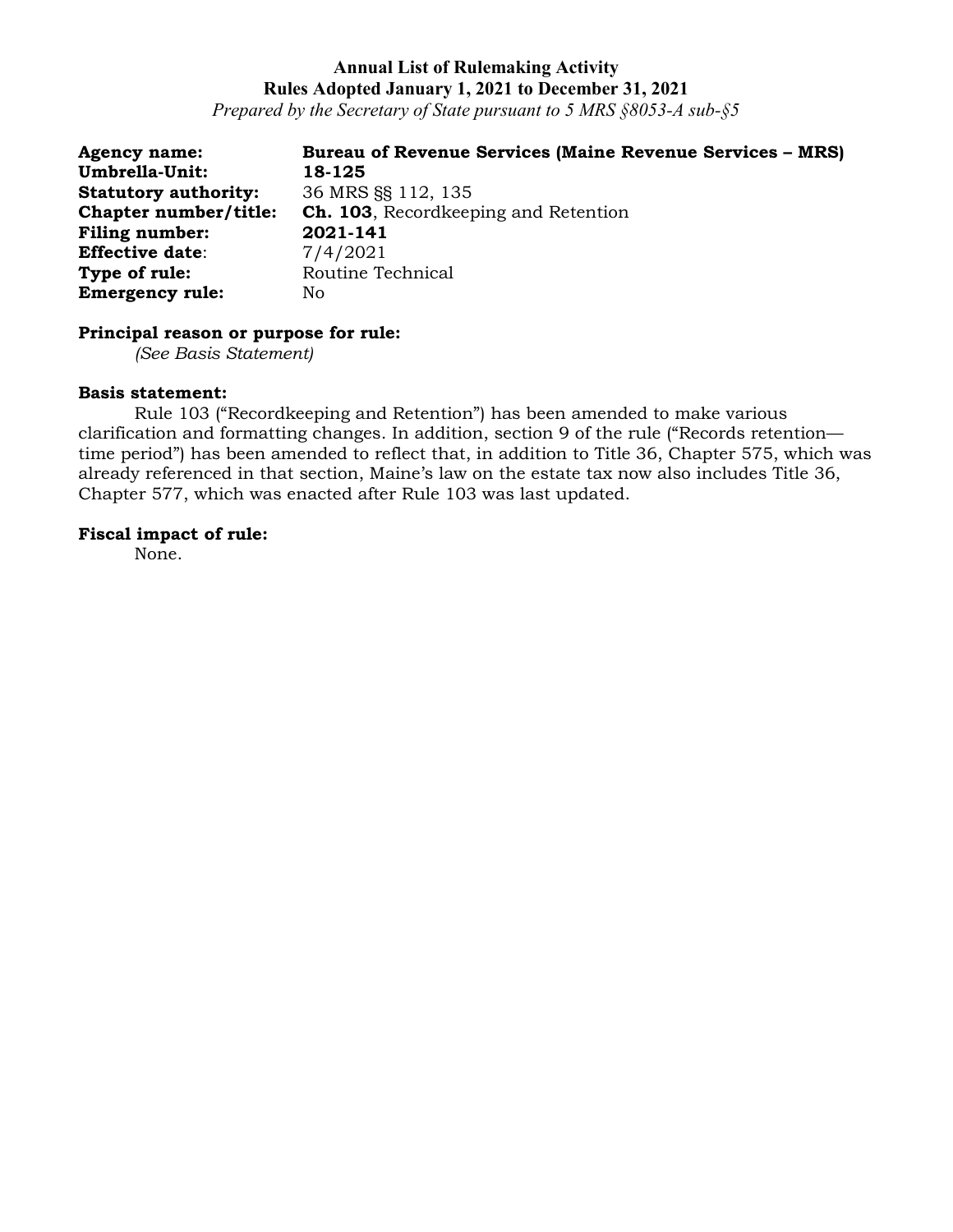**Annual List of Rulemaking Activity**
**Rules Adopted January 1, 2021 to December 31, 2021**
*Prepared by the Secretary of State pursuant to 5 MRS §8053-A sub-§5*

**Agency name:** **Bureau of Revenue Services (Maine Revenue Services – MRS)**
**Umbrella-Unit:** **18-125**
**Statutory authority:** 36 MRS §§ 112, 135
**Chapter number/title:** **Ch. 103**, Recordkeeping and Retention
**Filing number:** **2021-141**
**Effective date**: 7/4/2021
**Type of rule:** Routine Technical
**Emergency rule:** No

**Principal reason or purpose for rule:**

*(See Basis Statement)*

**Basis statement:**

Rule 103 ("Recordkeeping and Retention") has been amended to make various clarification and formatting changes. In addition, section 9 of the rule ("Records retention—time period") has been amended to reflect that, in addition to Title 36, Chapter 575, which was already referenced in that section, Maine's law on the estate tax now also includes Title 36, Chapter 577, which was enacted after Rule 103 was last updated.

**Fiscal impact of rule:**

None.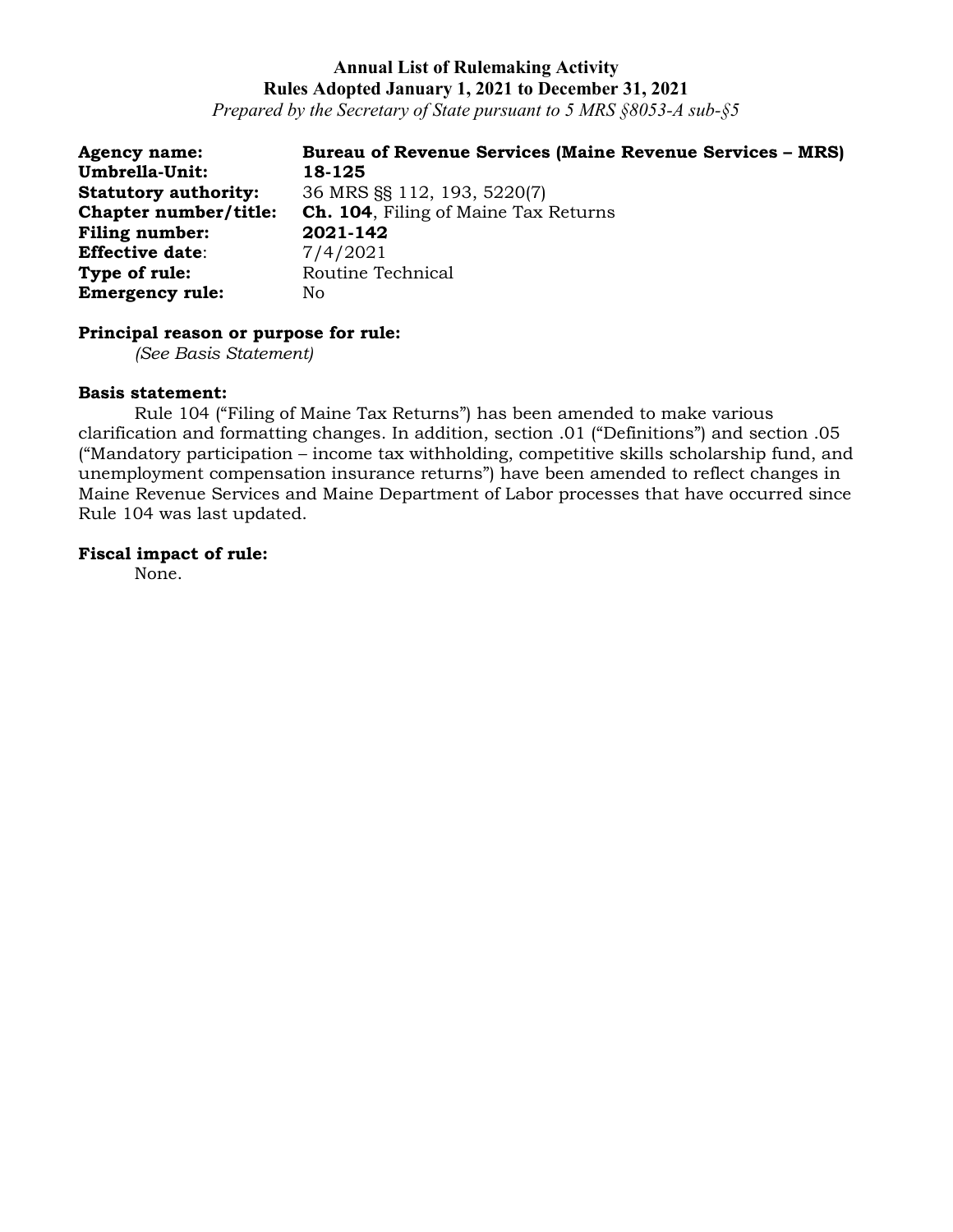**Annual List of Rulemaking Activity**
**Rules Adopted January 1, 2021 to December 31, 2021**
*Prepared by the Secretary of State pursuant to 5 MRS §8053-A sub-§5*

**Agency name:** **Bureau of Revenue Services (Maine Revenue Services – MRS)**
**Umbrella-Unit:** **18-125**
**Statutory authority:** 36 MRS §§ 112, 193, 5220(7)
**Chapter number/title:** **Ch. 104**, Filing of Maine Tax Returns
**Filing number:** **2021-142**
**Effective date**: 7/4/2021
**Type of rule:** Routine Technical
**Emergency rule:** No

**Principal reason or purpose for rule:**
*(See Basis Statement)*

**Basis statement:**
Rule 104 ("Filing of Maine Tax Returns") has been amended to make various clarification and formatting changes. In addition, section .01 ("Definitions") and section .05 ("Mandatory participation – income tax withholding, competitive skills scholarship fund, and unemployment compensation insurance returns") have been amended to reflect changes in Maine Revenue Services and Maine Department of Labor processes that have occurred since Rule 104 was last updated.

**Fiscal impact of rule:**
None.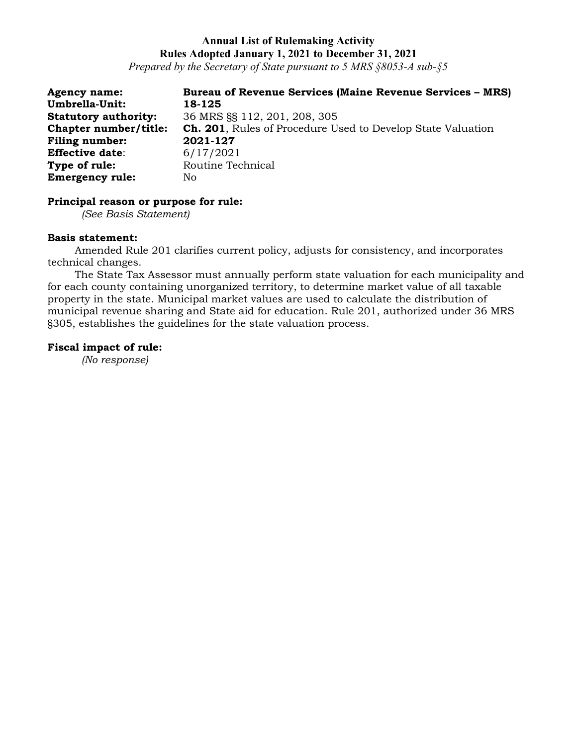**Annual List of Rulemaking Activity**
**Rules Adopted January 1, 2021 to December 31, 2021**
*Prepared by the Secretary of State pursuant to 5 MRS §8053-A sub-§5*

**Agency name:** **Bureau of Revenue Services (Maine Revenue Services – MRS)**
**Umbrella-Unit:** **18-125**
**Statutory authority:** 36 MRS §§ 112, 201, 208, 305
**Chapter number/title:** **Ch. 201**, Rules of Procedure Used to Develop State Valuation
**Filing number:** **2021-127**
**Effective date**: 6/17/2021
**Type of rule:** Routine Technical
**Emergency rule:** No

**Principal reason or purpose for rule:**
*(See Basis Statement)*

**Basis statement:**
Amended Rule 201 clarifies current policy, adjusts for consistency, and incorporates technical changes.

The State Tax Assessor must annually perform state valuation for each municipality and for each county containing unorganized territory, to determine market value of all taxable property in the state. Municipal market values are used to calculate the distribution of municipal revenue sharing and State aid for education. Rule 201, authorized under 36 MRS §305, establishes the guidelines for the state valuation process.

**Fiscal impact of rule:**
*(No response)*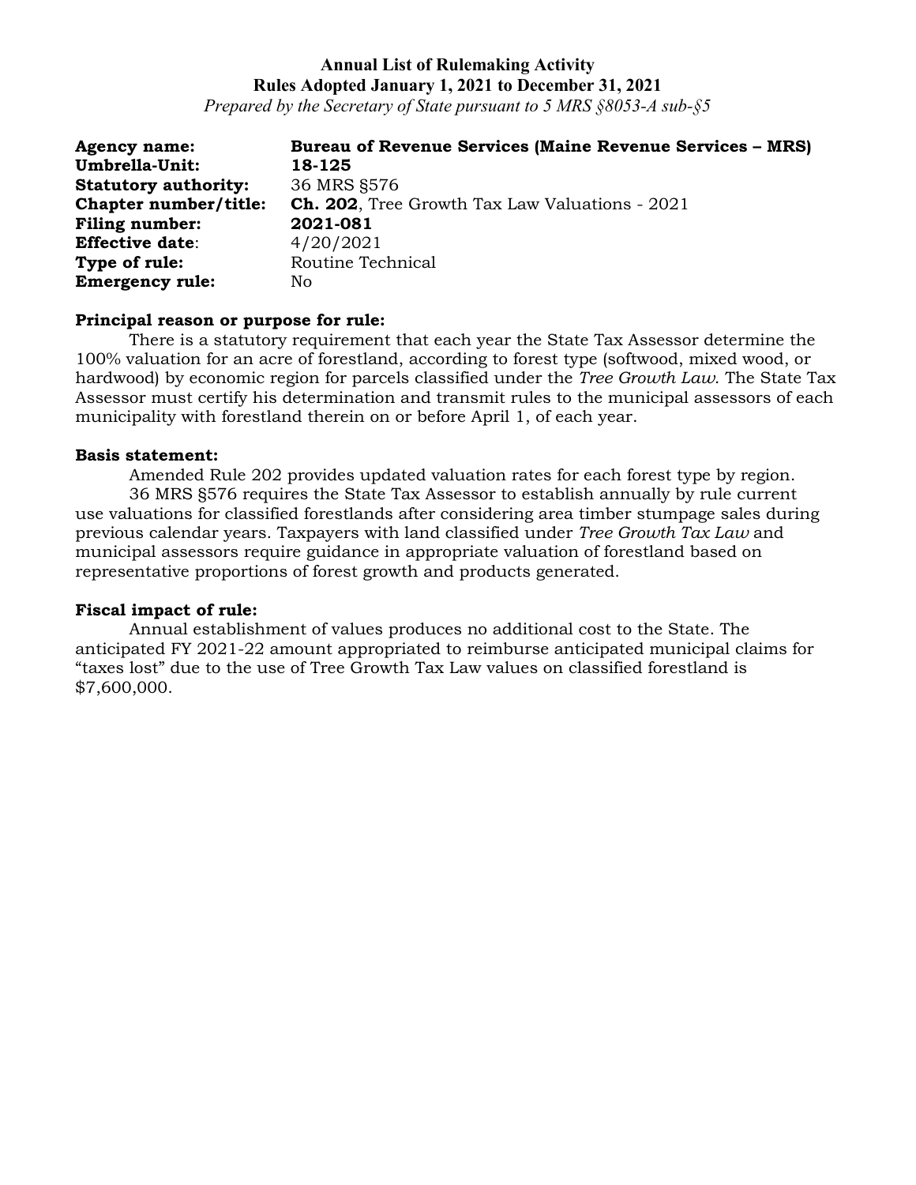**Annual List of Rulemaking Activity**
**Rules Adopted January 1, 2021 to December 31, 2021**
*Prepared by the Secretary of State pursuant to 5 MRS §8053-A sub-§5*

**Agency name:** **Bureau of Revenue Services (Maine Revenue Services – MRS)**
**Umbrella-Unit:** **18-125**
**Statutory authority:** 36 MRS §576
**Chapter number/title:** **Ch. 202**, Tree Growth Tax Law Valuations - 2021
**Filing number:** **2021-081**
**Effective date**: 4/20/2021
**Type of rule:** Routine Technical
**Emergency rule:** No

**Principal reason or purpose for rule:**

There is a statutory requirement that each year the State Tax Assessor determine the 100% valuation for an acre of forestland, according to forest type (softwood, mixed wood, or hardwood) by economic region for parcels classified under the *Tree Growth Law*. The State Tax Assessor must certify his determination and transmit rules to the municipal assessors of each municipality with forestland therein on or before April 1, of each year.

**Basis statement:**

Amended Rule 202 provides updated valuation rates for each forest type by region.

36 MRS §576 requires the State Tax Assessor to establish annually by rule current use valuations for classified forestlands after considering area timber stumpage sales during previous calendar years. Taxpayers with land classified under *Tree Growth Tax Law* and municipal assessors require guidance in appropriate valuation of forestland based on representative proportions of forest growth and products generated.

**Fiscal impact of rule:**

Annual establishment of values produces no additional cost to the State. The anticipated FY 2021-22 amount appropriated to reimburse anticipated municipal claims for "taxes lost" due to the use of Tree Growth Tax Law values on classified forestland is $7,600,000.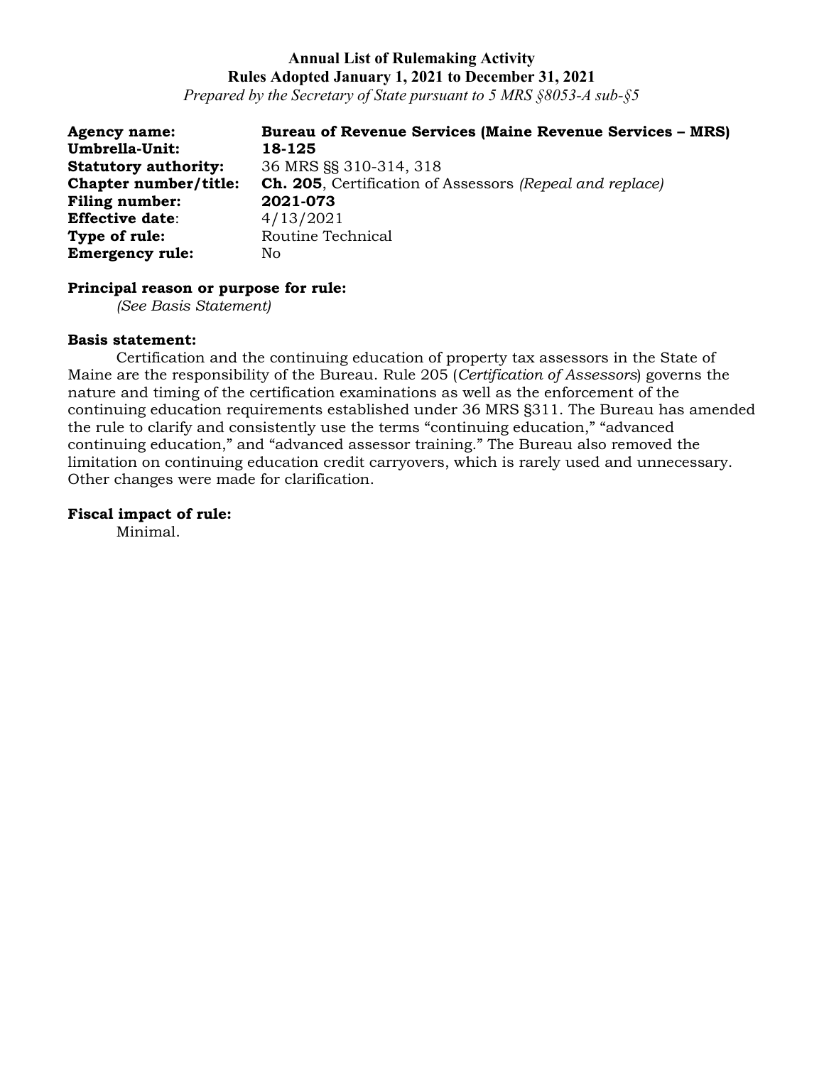**Annual List of Rulemaking Activity**
**Rules Adopted January 1, 2021 to December 31, 2021**
*Prepared by the Secretary of State pursuant to 5 MRS §8053-A sub-§5*

**Agency name:** **Bureau of Revenue Services (Maine Revenue Services – MRS)**
**Umbrella-Unit:** **18-125**
**Statutory authority:** 36 MRS §§ 310-314, 318
**Chapter number/title:** **Ch. 205**, Certification of Assessors *(Repeal and replace)*
**Filing number:** **2021-073**
**Effective date**: 4/13/2021
**Type of rule:** Routine Technical
**Emergency rule:** No

**Principal reason or purpose for rule:**
*(See Basis Statement)*

**Basis statement:**
Certification and the continuing education of property tax assessors in the State of Maine are the responsibility of the Bureau. Rule 205 (*Certification of Assessors*) governs the nature and timing of the certification examinations as well as the enforcement of the continuing education requirements established under 36 MRS §311. The Bureau has amended the rule to clarify and consistently use the terms "continuing education," "advanced continuing education," and "advanced assessor training." The Bureau also removed the limitation on continuing education credit carryovers, which is rarely used and unnecessary. Other changes were made for clarification.

**Fiscal impact of rule:**
Minimal.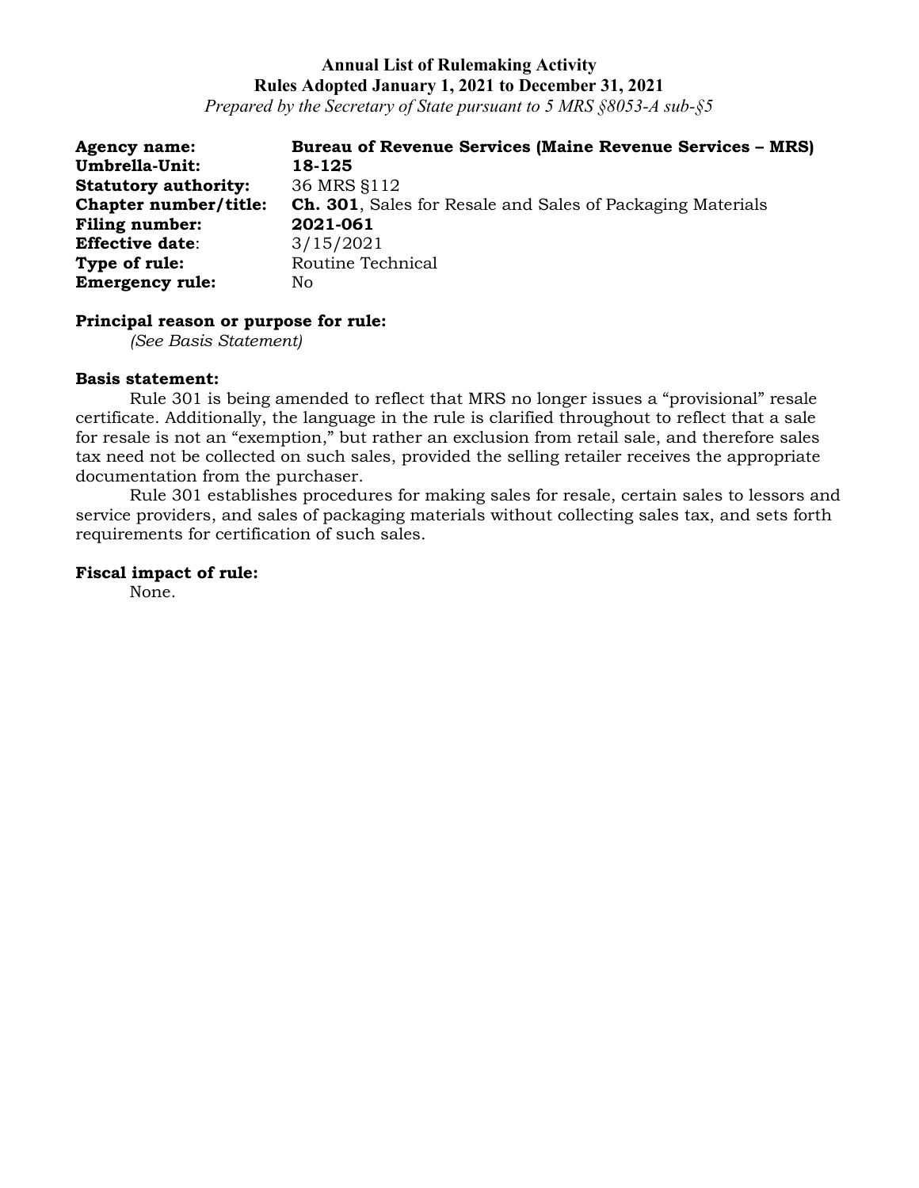**Annual List of Rulemaking Activity**
**Rules Adopted January 1, 2021 to December 31, 2021**
*Prepared by the Secretary of State pursuant to 5 MRS §8053-A sub-§5*

**Agency name:** **Bureau of Revenue Services (Maine Revenue Services – MRS)**
**Umbrella-Unit:** **18-125**
**Statutory authority:** 36 MRS §112
**Chapter number/title:** **Ch. 301**, Sales for Resale and Sales of Packaging Materials
**Filing number:** **2021-061**
**Effective date**: 3/15/2021
**Type of rule:** Routine Technical
**Emergency rule:** No

**Principal reason or purpose for rule:**
*(See Basis Statement)*

**Basis statement:**
Rule 301 is being amended to reflect that MRS no longer issues a "provisional" resale certificate. Additionally, the language in the rule is clarified throughout to reflect that a sale for resale is not an "exemption," but rather an exclusion from retail sale, and therefore sales tax need not be collected on such sales, provided the selling retailer receives the appropriate documentation from the purchaser.

Rule 301 establishes procedures for making sales for resale, certain sales to lessors and service providers, and sales of packaging materials without collecting sales tax, and sets forth requirements for certification of such sales.

**Fiscal impact of rule:**
None.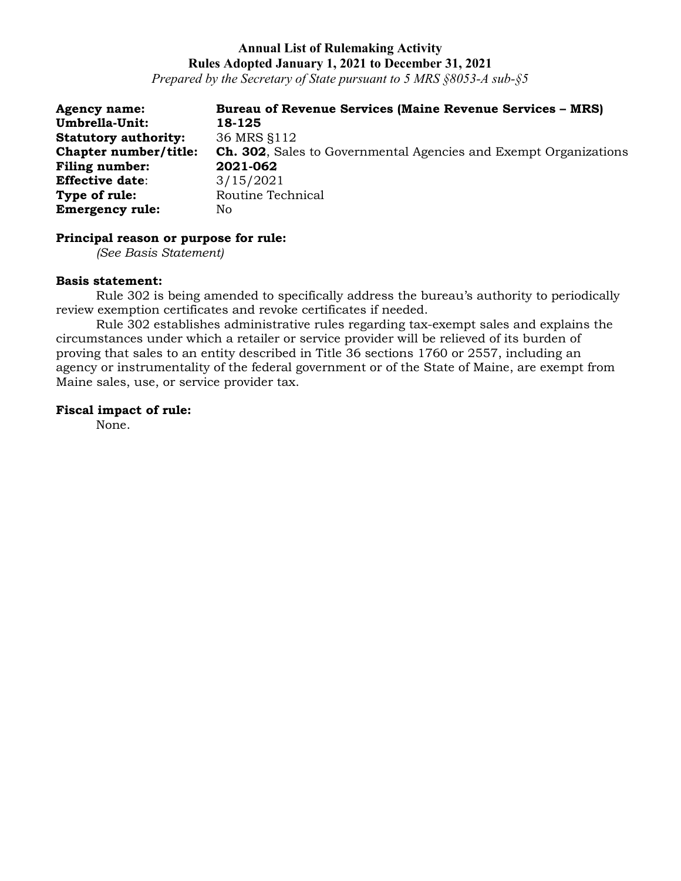**Annual List of Rulemaking Activity**
**Rules Adopted January 1, 2021 to December 31, 2021**
*Prepared by the Secretary of State pursuant to 5 MRS §8053-A sub-§5*

**Agency name:** **Bureau of Revenue Services (Maine Revenue Services – MRS)**
**Umbrella-Unit:** **18-125**
**Statutory authority:** 36 MRS §112
**Chapter number/title:** **Ch. 302**, Sales to Governmental Agencies and Exempt Organizations
**Filing number:** **2021-062**
**Effective date**: 3/15/2021
**Type of rule:** Routine Technical
**Emergency rule:** No

**Principal reason or purpose for rule:**

*(See Basis Statement)*

**Basis statement:**

Rule 302 is being amended to specifically address the bureau's authority to periodically review exemption certificates and revoke certificates if needed.

Rule 302 establishes administrative rules regarding tax-exempt sales and explains the circumstances under which a retailer or service provider will be relieved of its burden of proving that sales to an entity described in Title 36 sections 1760 or 2557, including an agency or instrumentality of the federal government or of the State of Maine, are exempt from Maine sales, use, or service provider tax.

**Fiscal impact of rule:**

None.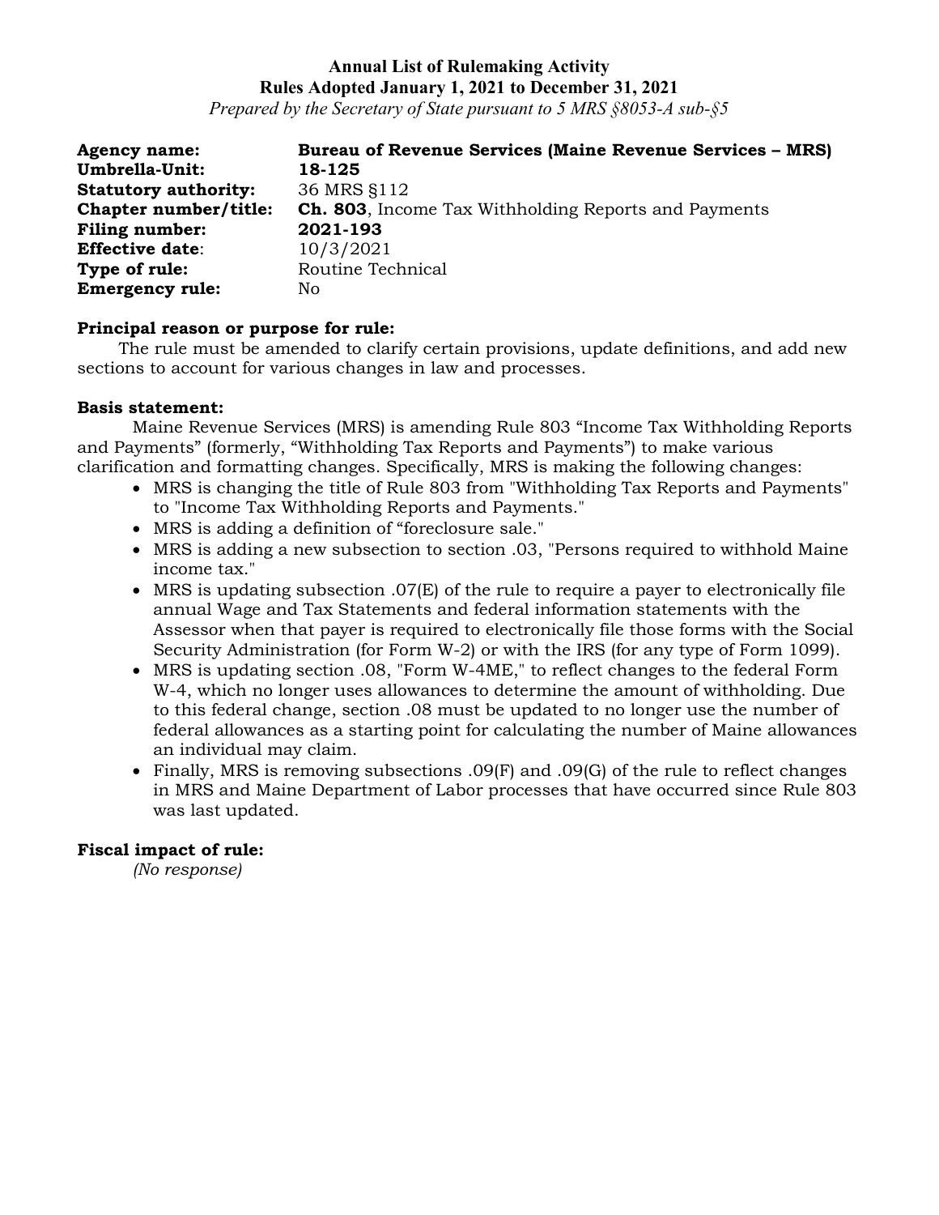**Annual List of Rulemaking Activity**
**Rules Adopted January 1, 2021 to December 31, 2021**
*Prepared by the Secretary of State pursuant to 5 MRS §8053-A sub-§5*

**Agency name:** **Bureau of Revenue Services (Maine Revenue Services – MRS)**
**Umbrella-Unit:** **18-125**
**Statutory authority:** 36 MRS §112
**Chapter number/title:** **Ch. 803**, Income Tax Withholding Reports and Payments
**Filing number:** **2021-193**
**Effective date**: 10/3/2021
**Type of rule:** Routine Technical
**Emergency rule:** No

**Principal reason or purpose for rule:**

The rule must be amended to clarify certain provisions, update definitions, and add new sections to account for various changes in law and processes.

**Basis statement:**

Maine Revenue Services (MRS) is amending Rule 803 "Income Tax Withholding Reports and Payments" (formerly, "Withholding Tax Reports and Payments") to make various clarification and formatting changes. Specifically, MRS is making the following changes:

- MRS is changing the title of Rule 803 from "Withholding Tax Reports and Payments" to "Income Tax Withholding Reports and Payments."
- MRS is adding a definition of "foreclosure sale."
- MRS is adding a new subsection to section .03, "Persons required to withhold Maine income tax."
- MRS is updating subsection .07(E) of the rule to require a payer to electronically file annual Wage and Tax Statements and federal information statements with the Assessor when that payer is required to electronically file those forms with the Social Security Administration (for Form W-2) or with the IRS (for any type of Form 1099).
- MRS is updating section .08, "Form W-4ME," to reflect changes to the federal Form W-4, which no longer uses allowances to determine the amount of withholding. Due to this federal change, section .08 must be updated to no longer use the number of federal allowances as a starting point for calculating the number of Maine allowances an individual may claim.
- Finally, MRS is removing subsections .09(F) and .09(G) of the rule to reflect changes in MRS and Maine Department of Labor processes that have occurred since Rule 803 was last updated.

**Fiscal impact of rule:**

*(No response)*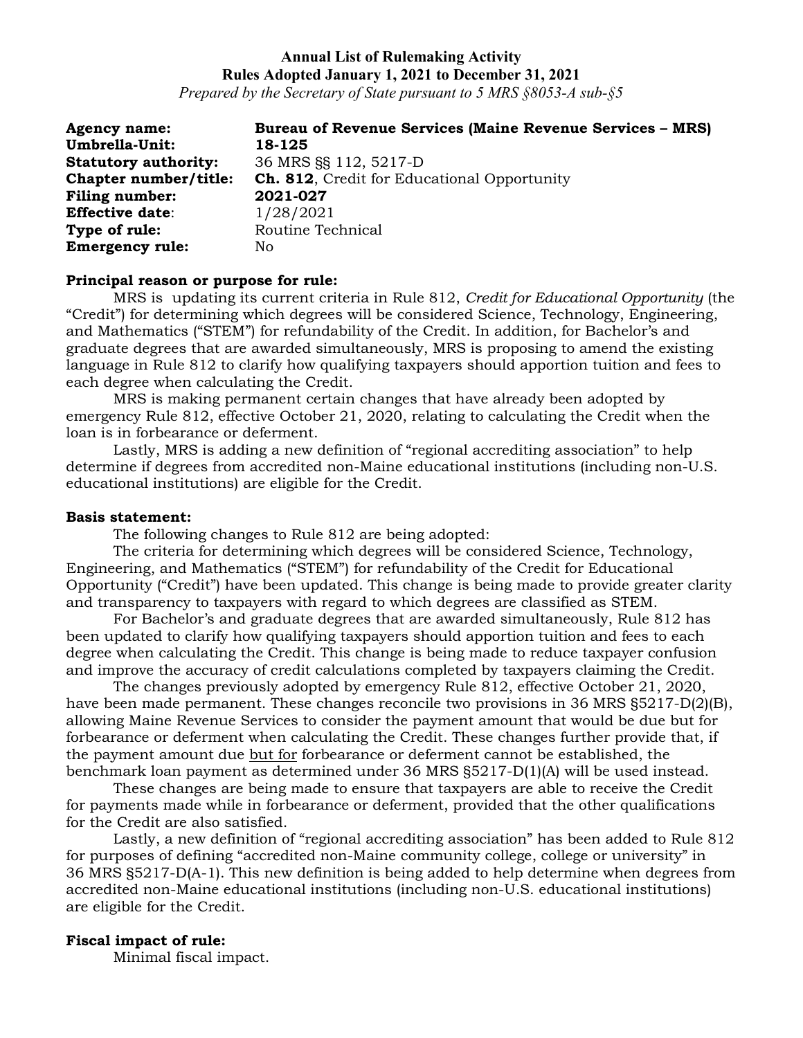**Annual List of Rulemaking Activity**
**Rules Adopted January 1, 2021 to December 31, 2021**
*Prepared by the Secretary of State pursuant to 5 MRS §8053-A sub-§5*

**Agency name:** **Bureau of Revenue Services (Maine Revenue Services – MRS)**
**Umbrella-Unit:** **18-125**
**Statutory authority:** 36 MRS §§ 112, 5217-D
**Chapter number/title:** **Ch. 812**, Credit for Educational Opportunity
**Filing number:** **2021-027**
**Effective date**: 1/28/2021
**Type of rule:** Routine Technical
**Emergency rule:** No

**Principal reason or purpose for rule:**

MRS is updating its current criteria in Rule 812, *Credit for Educational Opportunity* (the "Credit") for determining which degrees will be considered Science, Technology, Engineering, and Mathematics ("STEM") for refundability of the Credit. In addition, for Bachelor's and graduate degrees that are awarded simultaneously, MRS is proposing to amend the existing language in Rule 812 to clarify how qualifying taxpayers should apportion tuition and fees to each degree when calculating the Credit.

MRS is making permanent certain changes that have already been adopted by emergency Rule 812, effective October 21, 2020, relating to calculating the Credit when the loan is in forbearance or deferment.

Lastly, MRS is adding a new definition of "regional accrediting association" to help determine if degrees from accredited non-Maine educational institutions (including non-U.S. educational institutions) are eligible for the Credit.

**Basis statement:**

The following changes to Rule 812 are being adopted:

The criteria for determining which degrees will be considered Science, Technology, Engineering, and Mathematics ("STEM") for refundability of the Credit for Educational Opportunity ("Credit") have been updated. This change is being made to provide greater clarity and transparency to taxpayers with regard to which degrees are classified as STEM.

For Bachelor's and graduate degrees that are awarded simultaneously, Rule 812 has been updated to clarify how qualifying taxpayers should apportion tuition and fees to each degree when calculating the Credit. This change is being made to reduce taxpayer confusion and improve the accuracy of credit calculations completed by taxpayers claiming the Credit.

The changes previously adopted by emergency Rule 812, effective October 21, 2020, have been made permanent. These changes reconcile two provisions in 36 MRS §5217-D(2)(B), allowing Maine Revenue Services to consider the payment amount that would be due but for forbearance or deferment when calculating the Credit. These changes further provide that, if the payment amount due <u>but for</u> forbearance or deferment cannot be established, the benchmark loan payment as determined under 36 MRS §5217-D(1)(A) will be used instead.

These changes are being made to ensure that taxpayers are able to receive the Credit for payments made while in forbearance or deferment, provided that the other qualifications for the Credit are also satisfied.

Lastly, a new definition of "regional accrediting association" has been added to Rule 812 for purposes of defining "accredited non-Maine community college, college or university" in 36 MRS §5217-D(A-1). This new definition is being added to help determine when degrees from accredited non-Maine educational institutions (including non-U.S. educational institutions) are eligible for the Credit.

**Fiscal impact of rule:**

Minimal fiscal impact.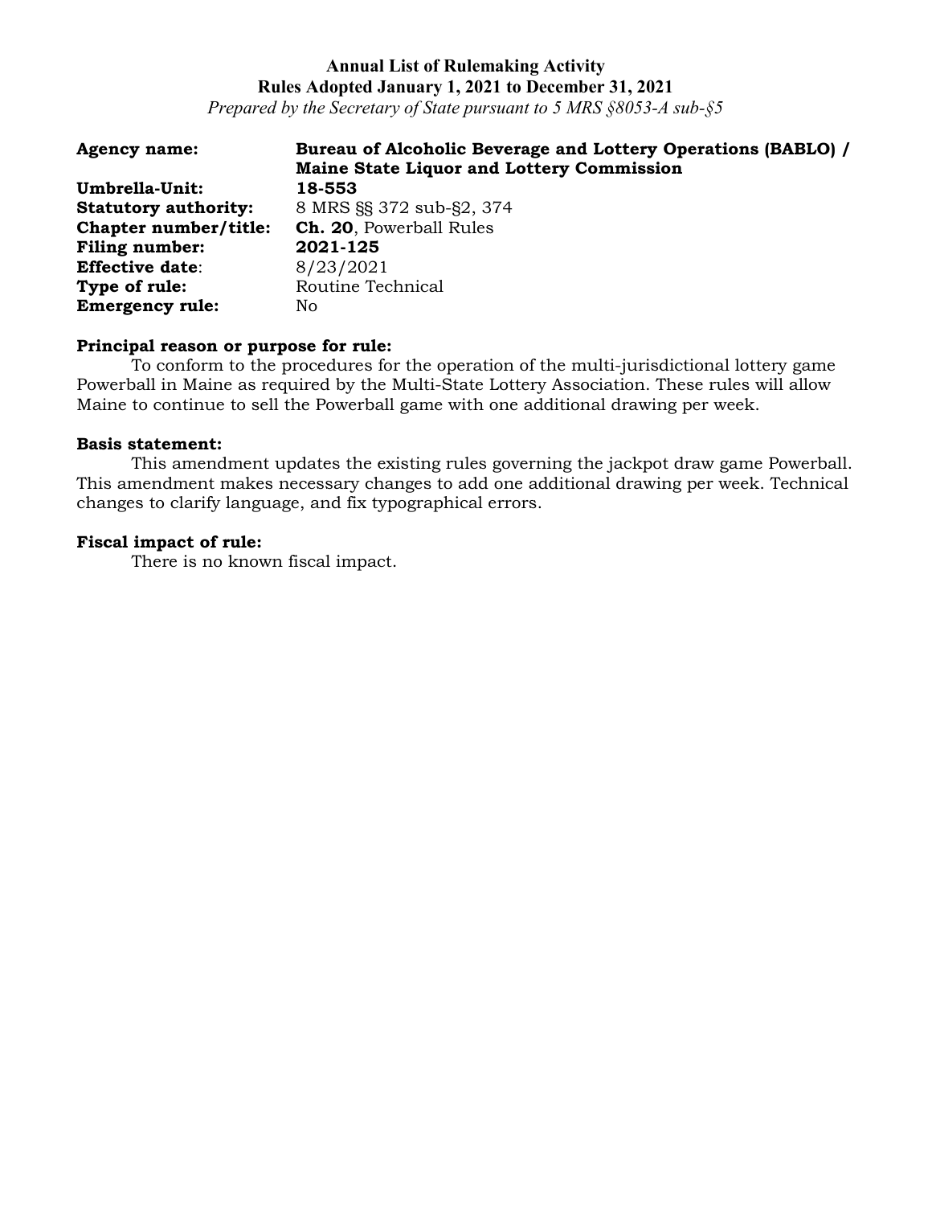**Annual List of Rulemaking Activity**
**Rules Adopted January 1, 2021 to December 31, 2021**
*Prepared by the Secretary of State pursuant to 5 MRS §8053-A sub-§5*

**Agency name:** **Bureau of Alcoholic Beverage and Lottery Operations (BABLO) / Maine State Liquor and Lottery Commission**
**Umbrella-Unit:** **18-553**
**Statutory authority:** 8 MRS §§ 372 sub-§2, 374
**Chapter number/title:** **Ch. 20**, Powerball Rules
**Filing number:** **2021-125**
**Effective date**: 8/23/2021
**Type of rule:** Routine Technical
**Emergency rule:** No

**Principal reason or purpose for rule:**
To conform to the procedures for the operation of the multi-jurisdictional lottery game Powerball in Maine as required by the Multi-State Lottery Association. These rules will allow Maine to continue to sell the Powerball game with one additional drawing per week.

**Basis statement:**
This amendment updates the existing rules governing the jackpot draw game Powerball. This amendment makes necessary changes to add one additional drawing per week. Technical changes to clarify language, and fix typographical errors.

**Fiscal impact of rule:**
There is no known fiscal impact.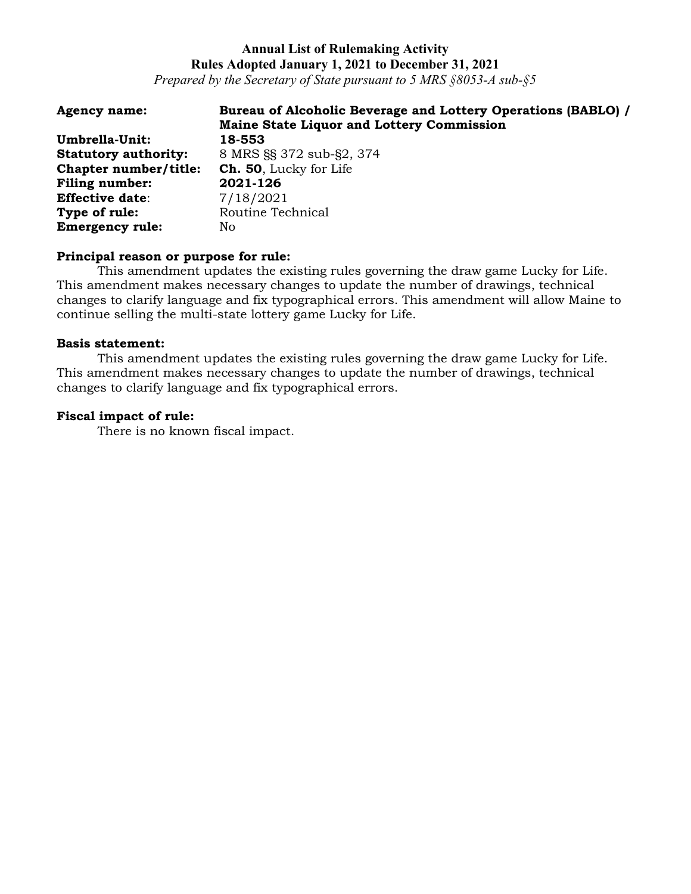**Annual List of Rulemaking Activity**
**Rules Adopted January 1, 2021 to December 31, 2021**
*Prepared by the Secretary of State pursuant to 5 MRS §8053-A sub-§5*

**Agency name:** **Bureau of Alcoholic Beverage and Lottery Operations (BABLO) / Maine State Liquor and Lottery Commission**
**Umbrella-Unit:** **18-553**
**Statutory authority:** 8 MRS §§ 372 sub-§2, 374
**Chapter number/title:** **Ch. 50**, Lucky for Life
**Filing number:** **2021-126**
**Effective date**: 7/18/2021
**Type of rule:** Routine Technical
**Emergency rule:** No

**Principal reason or purpose for rule:**
This amendment updates the existing rules governing the draw game Lucky for Life. This amendment makes necessary changes to update the number of drawings, technical changes to clarify language and fix typographical errors. This amendment will allow Maine to continue selling the multi-state lottery game Lucky for Life.

**Basis statement:**
This amendment updates the existing rules governing the draw game Lucky for Life. This amendment makes necessary changes to update the number of drawings, technical changes to clarify language and fix typographical errors.

**Fiscal impact of rule:**
There is no known fiscal impact.